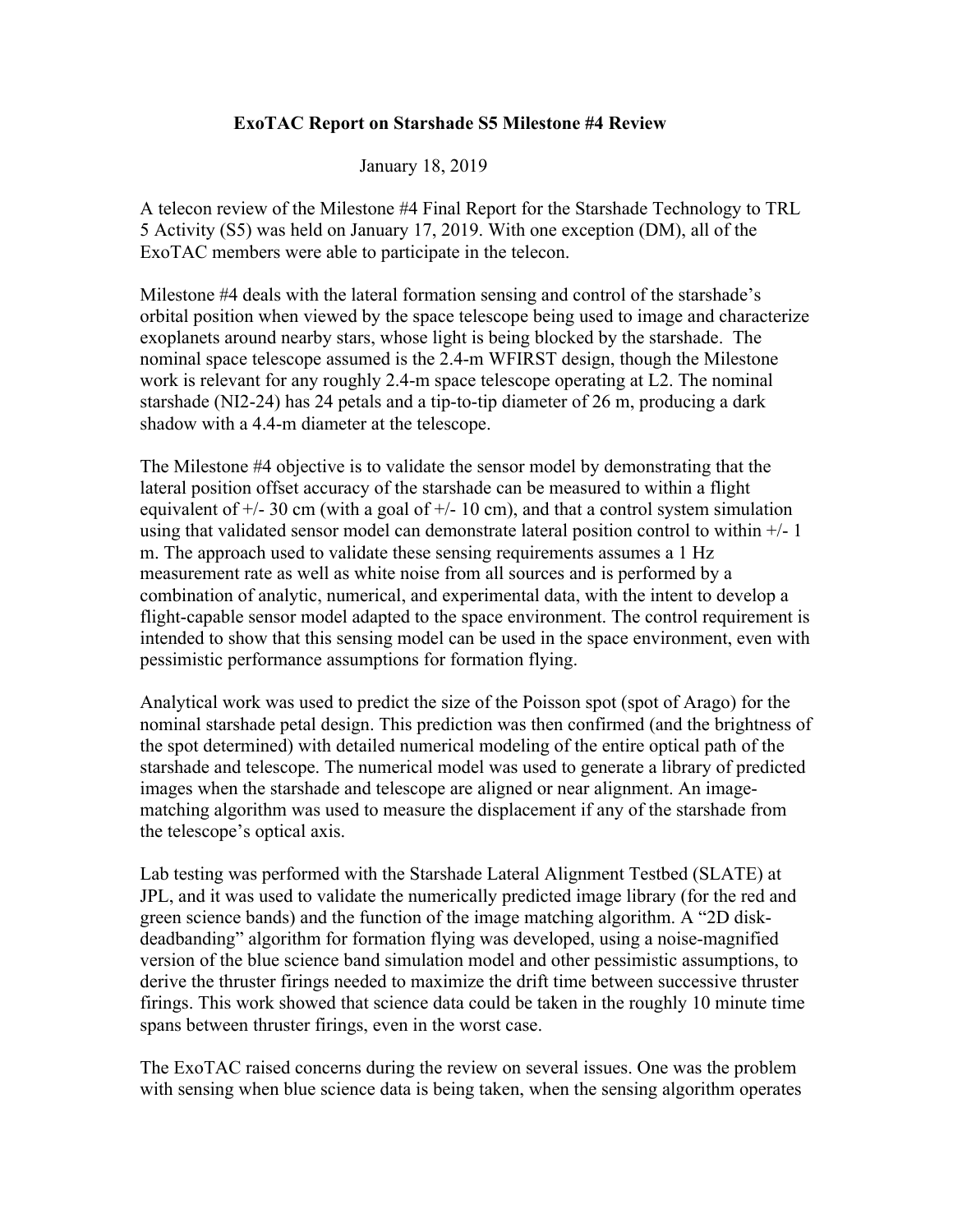# ExoTAC Report on Starshade S5 Milestone #4 Review

January 18, 2019

A telecon review of the Milestone #4 Final Report for the Starshade Technology to TRL 5 Activity (S5) was held on January 17, 2019. With one exception (DM), all of the ExoTAC members were able to participate in the telecon.

Milestone #4 deals with the lateral formation sensing and control of the starshade's orbital position when viewed by the space telescope being used to image and characterize exoplanets around nearby stars, whose light is being blocked by the starshade. The nominal space telescope assumed is the 2.4-m WFIRST design, though the Milestone work is relevant for any roughly 2.4-m space telescope operating at L2. The nominal starshade (NI2-24) has 24 petals and a tip-to-tip diameter of 26 m, producing a dark shadow with a 4.4-m diameter at the telescope.

The Milestone #4 objective is to validate the sensor model by demonstrating that the lateral position offset accuracy of the starshade can be measured to within a flight equivalent of +/- 30 cm (with a goal of +/- 10 cm), and that a control system simulation using that validated sensor model can demonstrate lateral position control to within +/- 1 m. The approach used to validate these sensing requirements assumes a 1 Hz measurement rate as well as white noise from all sources and is performed by a combination of analytic, numerical, and experimental data, with the intent to develop a flight-capable sensor model adapted to the space environment. The control requirement is intended to show that this sensing model can be used in the space environment, even with pessimistic performance assumptions for formation flying.

Analytical work was used to predict the size of the Poisson spot (spot of Arago) for the nominal starshade petal design. This prediction was then confirmed (and the brightness of the spot determined) with detailed numerical modeling of the entire optical path of the starshade and telescope. The numerical model was used to generate a library of predicted images when the starshade and telescope are aligned or near alignment. An image-matching algorithm was used to measure the displacement if any of the starshade from the telescope's optical axis.

Lab testing was performed with the Starshade Lateral Alignment Testbed (SLATE) at JPL, and it was used to validate the numerically predicted image library (for the red and green science bands) and the function of the image matching algorithm. A "2D disk-deadbanding" algorithm for formation flying was developed, using a noise-magnified version of the blue science band simulation model and other pessimistic assumptions, to derive the thruster firings needed to maximize the drift time between successive thruster firings. This work showed that science data could be taken in the roughly 10 minute time spans between thruster firings, even in the worst case.

The ExoTAC raised concerns during the review on several issues. One was the problem with sensing when blue science data is being taken, when the sensing algorithm operates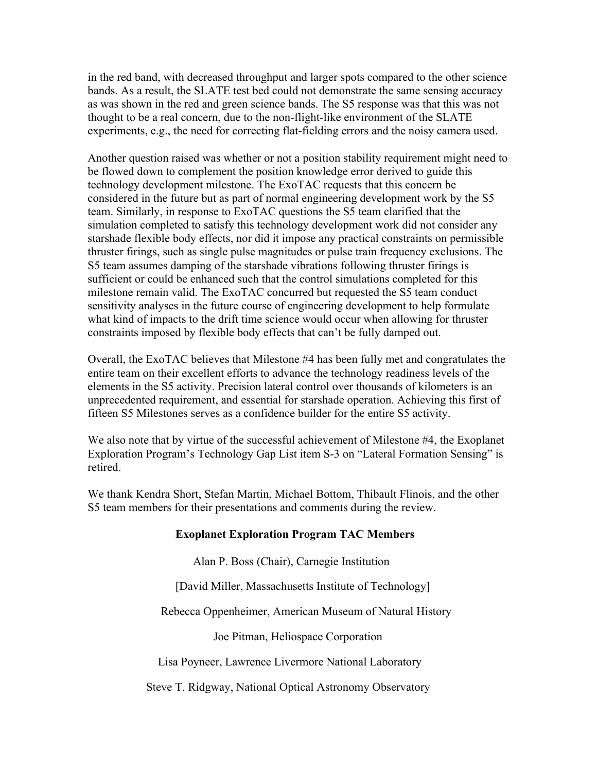in the red band, with decreased throughput and larger spots compared to the other science bands. As a result, the SLATE test bed could not demonstrate the same sensing accuracy as was shown in the red and green science bands. The S5 response was that this was not thought to be a real concern, due to the non-flight-like environment of the SLATE experiments, e.g., the need for correcting flat-fielding errors and the noisy camera used.

Another question raised was whether or not a position stability requirement might need to be flowed down to complement the position knowledge error derived to guide this technology development milestone. The ExoTAC requests that this concern be considered in the future but as part of normal engineering development work by the S5 team. Similarly, in response to ExoTAC questions the S5 team clarified that the simulation completed to satisfy this technology development work did not consider any starshade flexible body effects, nor did it impose any practical constraints on permissible thruster firings, such as single pulse magnitudes or pulse train frequency exclusions. The S5 team assumes damping of the starshade vibrations following thruster firings is sufficient or could be enhanced such that the control simulations completed for this milestone remain valid. The ExoTAC concurred but requested the S5 team conduct sensitivity analyses in the future course of engineering development to help formulate what kind of impacts to the drift time science would occur when allowing for thruster constraints imposed by flexible body effects that can't be fully damped out.

Overall, the ExoTAC believes that Milestone #4 has been fully met and congratulates the entire team on their excellent efforts to advance the technology readiness levels of the elements in the S5 activity. Precision lateral control over thousands of kilometers is an unprecedented requirement, and essential for starshade operation. Achieving this first of fifteen S5 Milestones serves as a confidence builder for the entire S5 activity.

We also note that by virtue of the successful achievement of Milestone #4, the Exoplanet Exploration Program's Technology Gap List item S-3 on "Lateral Formation Sensing" is retired.

We thank Kendra Short, Stefan Martin, Michael Bottom, Thibault Flinois, and the other S5 team members for their presentations and comments during the review.

**Exoplanet Exploration Program TAC Members**

Alan P. Boss (Chair), Carnegie Institution

[David Miller, Massachusetts Institute of Technology]

Rebecca Oppenheimer, American Museum of Natural History

Joe Pitman, Heliospace Corporation

Lisa Poyneer, Lawrence Livermore National Laboratory

Steve T. Ridgway, National Optical Astronomy Observatory